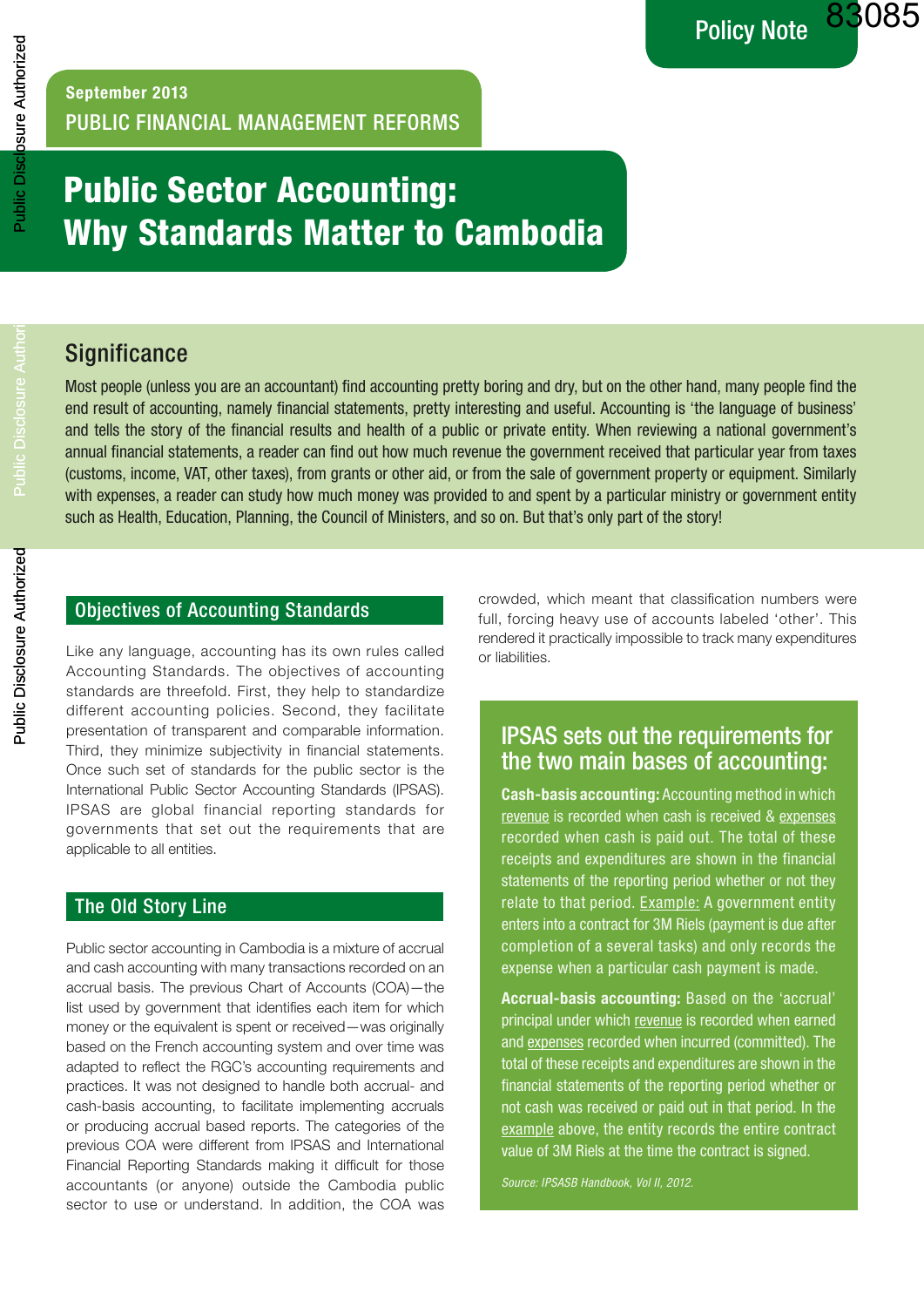Policy Note

September 2013

PUBLIC FINANCIAL MANAGEMENT REFORMS

# Public Sector Accounting: Why Standards Matter to Cambodia

## Significance

Most people (unless you are an accountant) find accounting pretty boring and dry, but on the other hand, many people find the end result of accounting, namely financial statements, pretty interesting and useful. Accounting is 'the language of business' and tells the story of the financial results and health of a public or private entity. When reviewing a national government's annual financial statements, a reader can find out how much revenue the government received that particular year from taxes (customs, income, VAT, other taxes), from grants or other aid, or from the sale of government property or equipment. Similarly with expenses, a reader can study how much money was provided to and spent by a particular ministry or government entity such as Health, Education, Planning, the Council of Ministers, and so on. But that's only part of the story!

## Objectives of Accounting Standards

Like any language, accounting has its own rules called Accounting Standards. The objectives of accounting standards are threefold. First, they help to standardize different accounting policies. Second, they facilitate presentation of transparent and comparable information. Third, they minimize subjectivity in financial statements. Once such set of standards for the public sector is the International Public Sector Accounting Standards (IPSAS). IPSAS are global financial reporting standards for governments that set out the requirements that are applicable to all entities.

## The Old Story Line

Public sector accounting in Cambodia is a mixture of accrual and cash accounting with many transactions recorded on an accrual basis. The previous Chart of Accounts (COA)—the list used by government that identifies each item for which money or the equivalent is spent or received—was originally based on the French accounting system and over time was adapted to reflect the RGC's accounting requirements and practices. It was not designed to handle both accrual- and cash-basis accounting, to facilitate implementing accruals or producing accrual based reports. The categories of the previous COA were different from IPSAS and International Financial Reporting Standards making it difficult for those accountants (or anyone) outside the Cambodia public sector to use or understand. In addition, the COA was crowded, which meant that classification numbers were full, forcing heavy use of accounts labeled 'other'. This rendered it practically impossible to track many expenditures or liabilities.

### IPSAS sets out the requirements for the two main bases of accounting:

**Cash-basis accounting:** Accounting method in which revenue is recorded when cash is received & expenses recorded when cash is paid out. The total of these receipts and expenditures are shown in the financial statements of the reporting period whether or not they relate to that period. Example: A government entity enters into a contract for 3M Riels (payment is due after completion of a several tasks) and only records the expense when a particular cash payment is made.

**Accrual-basis accounting:** Based on the 'accrual' principal under which revenue is recorded when earned and expenses recorded when incurred (committed). The total of these receipts and expenditures are shown in the financial statements of the reporting period whether or not cash was received or paid out in that period. In the example above, the entity records the entire contract value of 3M Riels at the time the contract is signed.

*Source: IPSASB Handbook, Vol II, 2012.*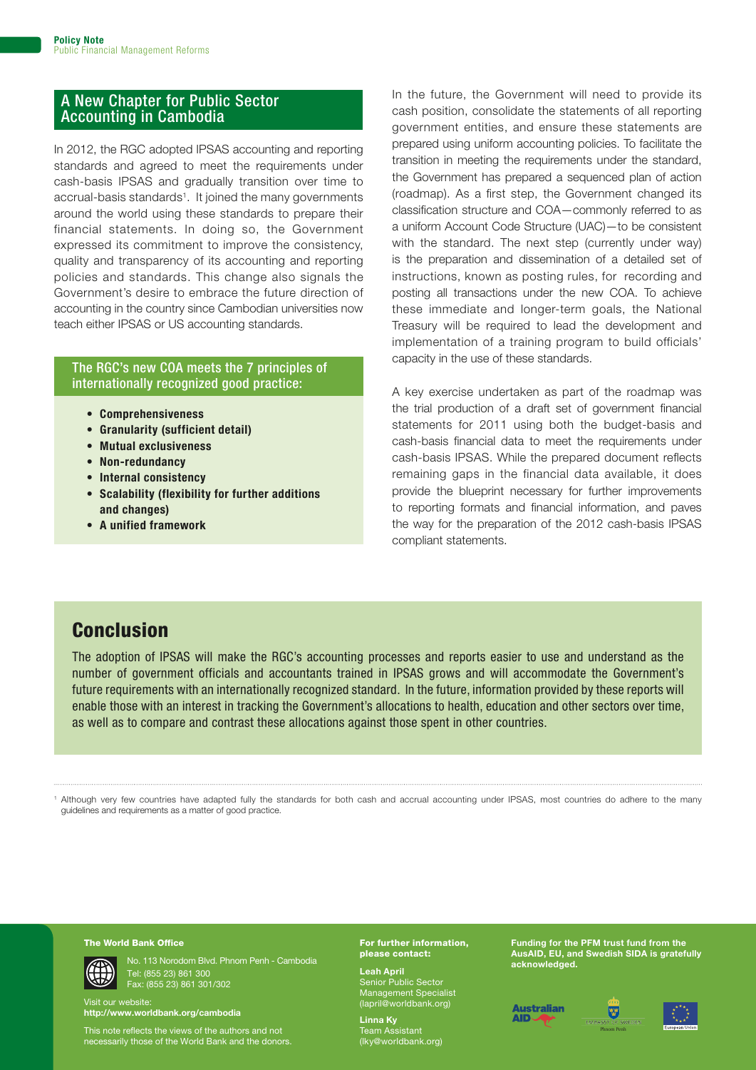## A New Chapter for Public Sector Accounting in Cambodia

In 2012, the RGC adopted IPSAS accounting and reporting standards and agreed to meet the requirements under cash-basis IPSAS and gradually transition over time to accrual-basis standards[1]. It joined the many governments around the world using these standards to prepare their financial statements. In doing so, the Government expressed its commitment to improve the consistency, quality and transparency of its accounting and reporting policies and standards. This change also signals the Government's desire to embrace the future direction of accounting in the country since Cambodian universities now teach either IPSAS or US accounting standards.

### The RGC's new COA meets the 7 principles of internationally recognized good practice:

- **Comprehensiveness**
- **Granularity (sufficient detail)**
- **Mutual exclusiveness**
- **Non-redundancy**
- **Internal consistency**
- **Scalability (flexibility for further additions and changes)**
- **A unified framework**

In the future, the Government will need to provide its cash position, consolidate the statements of all reporting government entities, and ensure these statements are prepared using uniform accounting policies. To facilitate the transition in meeting the requirements under the standard, the Government has prepared a sequenced plan of action (roadmap). As a first step, the Government changed its classification structure and COA—commonly referred to as a uniform Account Code Structure (UAC)—to be consistent with the standard. The next step (currently under way) is the preparation and dissemination of a detailed set of instructions, known as posting rules, for recording and posting all transactions under the new COA. To achieve these immediate and longer-term goals, the National Treasury will be required to lead the development and implementation of a training program to build officials' capacity in the use of these standards.

A key exercise undertaken as part of the roadmap was the trial production of a draft set of government financial statements for 2011 using both the budget-basis and cash-basis financial data to meet the requirements under cash-basis IPSAS. While the prepared document reflects remaining gaps in the financial data available, it does provide the blueprint necessary for further improvements to reporting formats and financial information, and paves the way for the preparation of the 2012 cash-basis IPSAS compliant statements.

## Conclusion

The adoption of IPSAS will make the RGC's accounting processes and reports easier to use and understand as the number of government officials and accountants trained in IPSAS grows and will accommodate the Government's future requirements with an internationally recognized standard. In the future, information provided by these reports will enable those with an interest in tracking the Government's allocations to health, education and other sectors over time, as well as to compare and contrast these allocations against those spent in other countries.

[1] Although very few countries have adapted fully the standards for both cash and accrual accounting under IPSAS, most countries do adhere to the many guidelines and requirements as a matter of good practice.

**The World Bank Office**

No. 113 Norodom Blvd. Phnom Penh - Cambodia
Tel: (855 23) 861 300
Fax: (855 23) 861 301/302

Visit our website:
**http://www.worldbank.org/cambodia**

This note reflects the views of the authors and not necessarily those of the World Bank and the donors.

**For further information, please contact:**

**Leah April**
Senior Public Sector Management Specialist
(lapril@worldbank.org)

**Linna Ky**
Team Assistant
(lky@worldbank.org)

**Funding for the PFM trust fund from the AusAID, EU, and Swedish SIDA is gratefully acknowledged.**